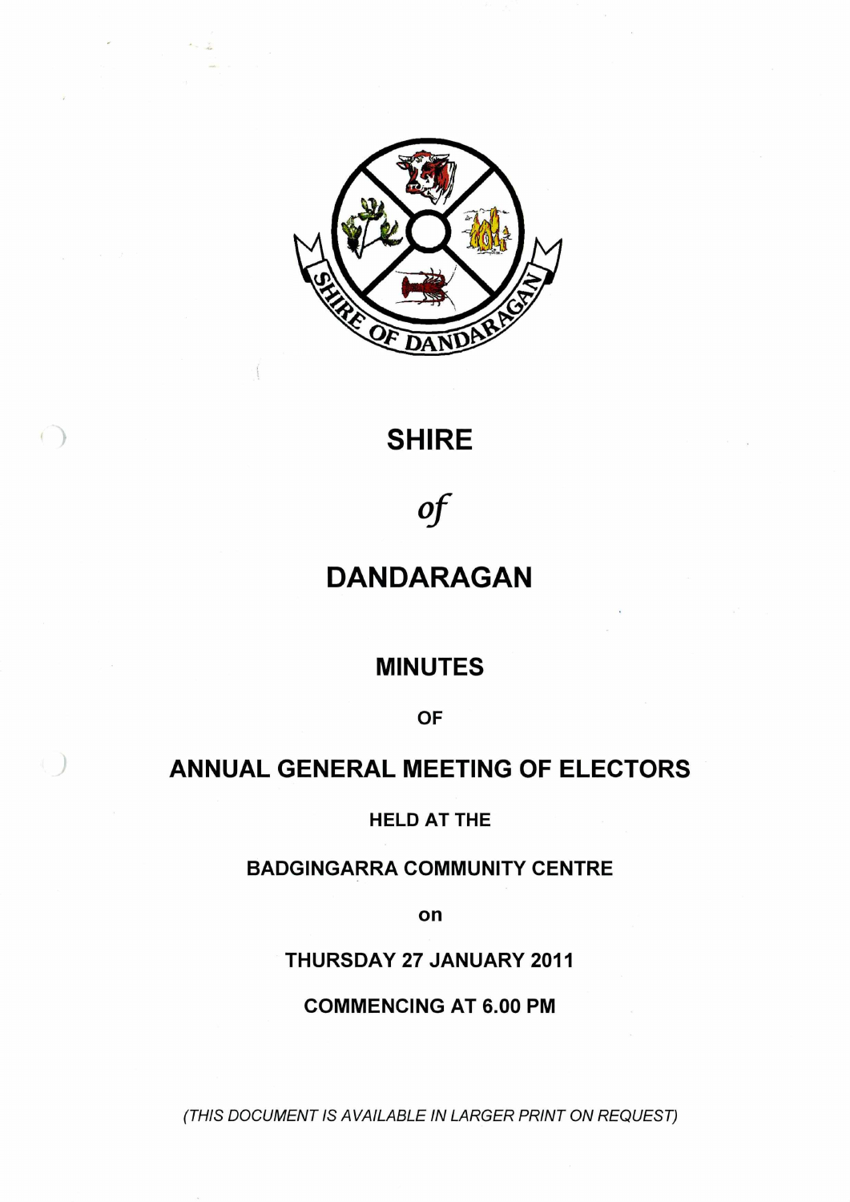# SHIRE

*of*

# DANDARAGAN

## MINUTES

OF

## ANNUAL GENERAL MEETING OF ELECTORS

**HELD AT THE**

**BADGINGARRA COMMUNITY CENTRE**

**on**

**THURSDAY 27 JANUARY 2011**

**COMMENCING AT 6.00 PM**

*(THIS DOCUMENT IS AVAILABLE IN LARGER PRINT ON REQUEST)*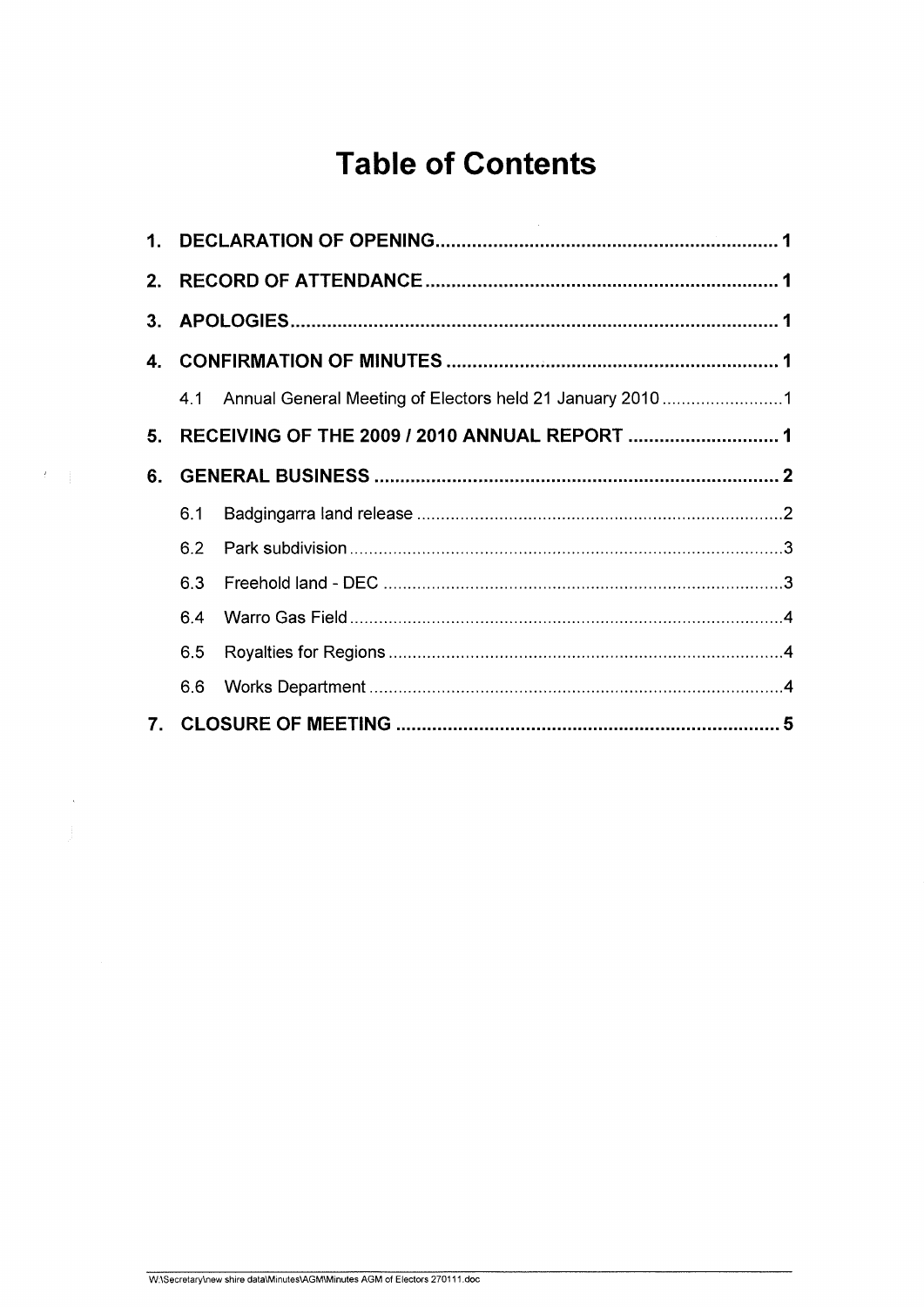# Table of Contents

1. **DECLARATION OF OPENING** .......... 1
2. **RECORD OF ATTENDANCE** .......... 1
3. **APOLOGIES** .......... 1
4. **CONFIRMATION OF MINUTES** .......... 1
   - 4.1 Annual General Meeting of Electors held 21 January 2010 .......... 1
5. **RECEIVING OF THE 2009 / 2010 ANNUAL REPORT** .......... 1
6. **GENERAL BUSINESS** .......... 2
   - 6.1 Badgingarra land release .......... 2
   - 6.2 Park subdivision .......... 3
   - 6.3 Freehold land - DEC .......... 3
   - 6.4 Warro Gas Field .......... 4
   - 6.5 Royalties for Regions .......... 4
   - 6.6 Works Department .......... 4
7. **CLOSURE OF MEETING** .......... 5

W:\Secretary\new shire data\Minutes\AGM\Minutes AGM of Electors 270111.doc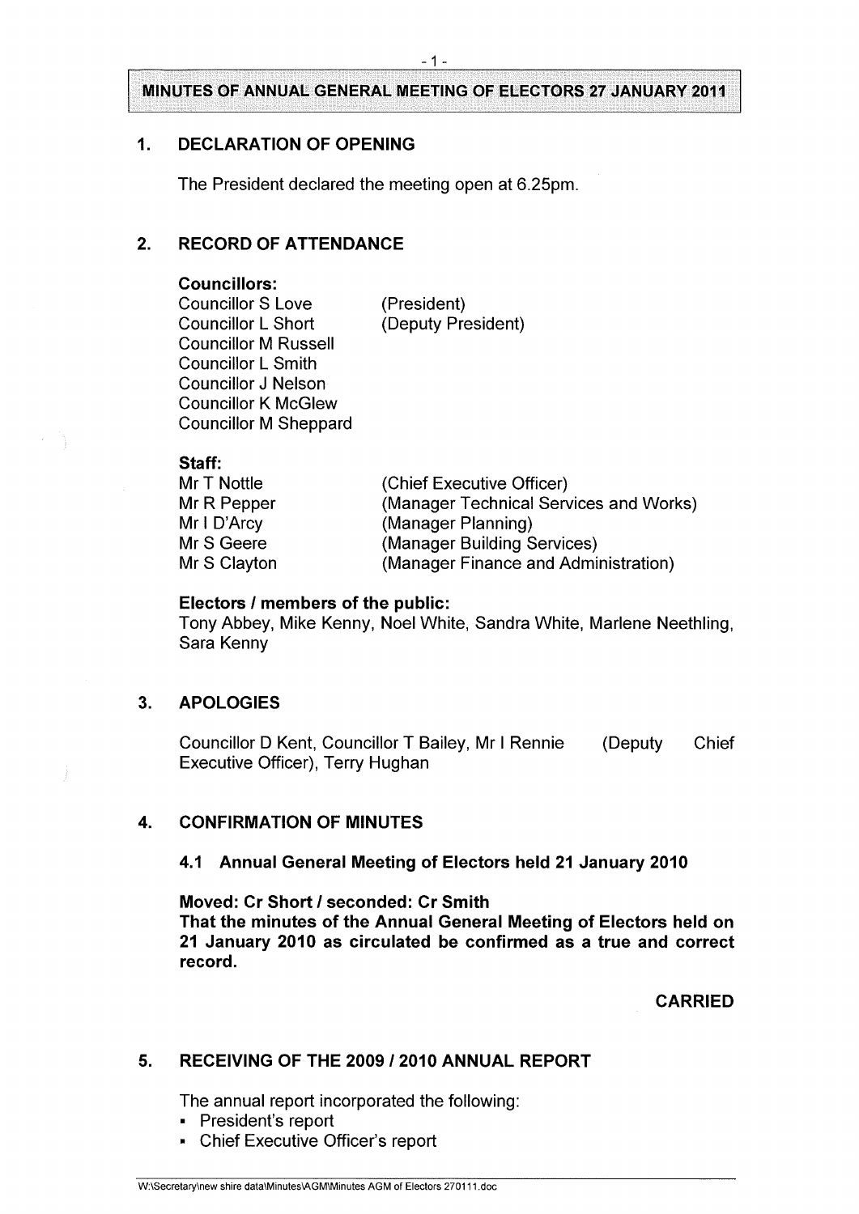# MINUTES OF ANNUAL GENERAL MEETING OF ELECTORS 27 JANUARY 2011

## 1. DECLARATION OF OPENING

The President declared the meeting open at 6.25pm.

## 2. RECORD OF ATTENDANCE

**Councillors:**

| | |
|---|---|
| Councillor S Love | (President) |
| Councillor L Short | (Deputy President) |
| Councillor M Russell | |
| Councillor L Smith | |
| Councillor J Nelson | |
| Councillor K McGlew | |
| Councillor M Sheppard | |

**Staff:**

| | |
|---|---|
| Mr T Nottle | (Chief Executive Officer) |
| Mr R Pepper | (Manager Technical Services and Works) |
| Mr I D'Arcy | (Manager Planning) |
| Mr S Geere | (Manager Building Services) |
| Mr S Clayton | (Manager Finance and Administration) |

**Electors / members of the public:**

Tony Abbey, Mike Kenny, Noel White, Sandra White, Marlene Neethling, Sara Kenny

## 3. APOLOGIES

Councillor D Kent, Councillor T Bailey, Mr I Rennie (Deputy Chief Executive Officer), Terry Hughan

## 4. CONFIRMATION OF MINUTES

### 4.1 Annual General Meeting of Electors held 21 January 2010

**Moved: Cr Short / seconded: Cr Smith**

**That the minutes of the Annual General Meeting of Electors held on 21 January 2010 as circulated be confirmed as a true and correct record.**

**CARRIED**

## 5. RECEIVING OF THE 2009 / 2010 ANNUAL REPORT

The annual report incorporated the following:

- President's report
- Chief Executive Officer's report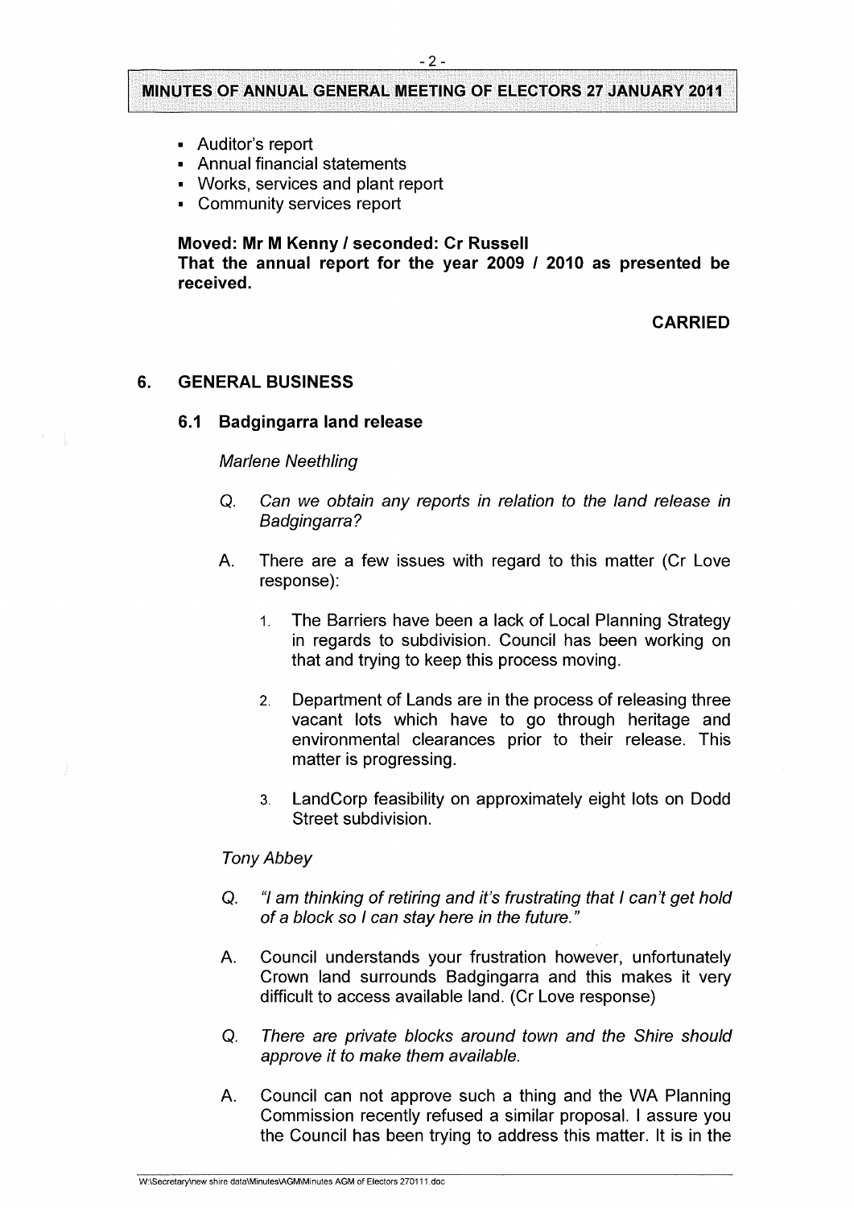- Auditor's report
- Annual financial statements
- Works, services and plant report
- Community services report

**Moved: Mr M Kenny / seconded: Cr Russell**
**That the annual report for the year 2009 / 2010 as presented be received.**

**CARRIED**

## 6. GENERAL BUSINESS

### 6.1 Badgingarra land release

*Marlene Neethling*

Q. *Can we obtain any reports in relation to the land release in Badgingarra?*

A. There are a few issues with regard to this matter (Cr Love response):

1. The Barriers have been a lack of Local Planning Strategy in regards to subdivision. Council has been working on that and trying to keep this process moving.
2. Department of Lands are in the process of releasing three vacant lots which have to go through heritage and environmental clearances prior to their release. This matter is progressing.
3. LandCorp feasibility on approximately eight lots on Dodd Street subdivision.

*Tony Abbey*

Q. *"I am thinking of retiring and it's frustrating that I can't get hold of a block so I can stay here in the future."*

A. Council understands your frustration however, unfortunately Crown land surrounds Badgingarra and this makes it very difficult to access available land. (Cr Love response)

Q. *There are private blocks around town and the Shire should approve it to make them available.*

A. Council can not approve such a thing and the WA Planning Commission recently refused a similar proposal. I assure you the Council has been trying to address this matter. It is in the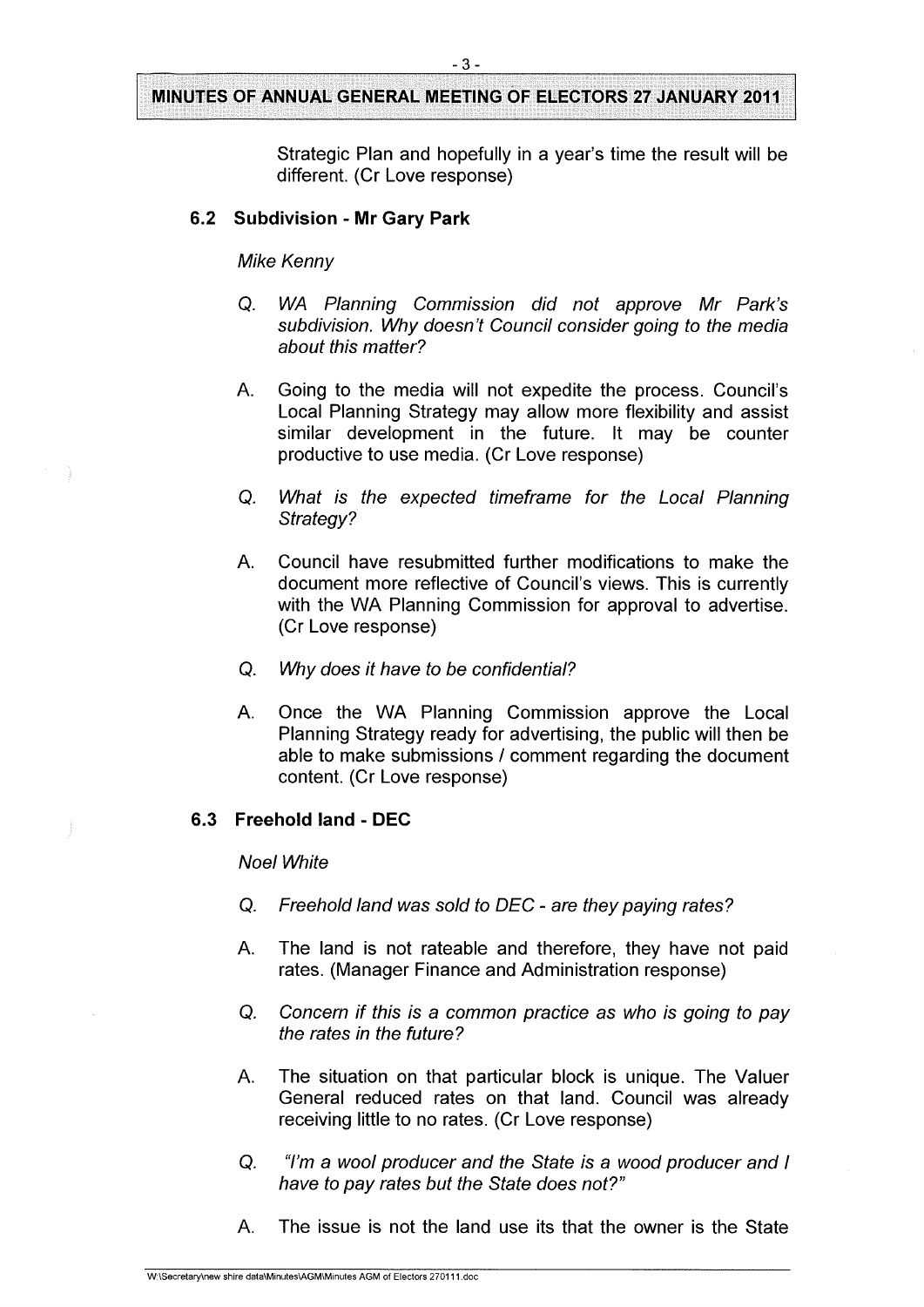Strategic Plan and hopefully in a year's time the result will be different. (Cr Love response)

### 6.2 Subdivision - Mr Gary Park

*Mike Kenny*

Q. *WA Planning Commission did not approve Mr Park's subdivision. Why doesn't Council consider going to the media about this matter?*

A. Going to the media will not expedite the process. Council's Local Planning Strategy may allow more flexibility and assist similar development in the future. It may be counter productive to use media. (Cr Love response)

Q. *What is the expected timeframe for the Local Planning Strategy?*

A. Council have resubmitted further modifications to make the document more reflective of Council's views. This is currently with the WA Planning Commission for approval to advertise. (Cr Love response)

Q. *Why does it have to be confidential?*

A. Once the WA Planning Commission approve the Local Planning Strategy ready for advertising, the public will then be able to make submissions / comment regarding the document content. (Cr Love response)

### 6.3 Freehold land - DEC

*Noel White*

Q. *Freehold land was sold to DEC - are they paying rates?*

A. The land is not rateable and therefore, they have not paid rates. (Manager Finance and Administration response)

Q. *Concern if this is a common practice as who is going to pay the rates in the future?*

A. The situation on that particular block is unique. The Valuer General reduced rates on that land. Council was already receiving little to no rates. (Cr Love response)

Q. *"I'm a wool producer and the State is a wood producer and I have to pay rates but the State does not?"*

A. The issue is not the land use its that the owner is the State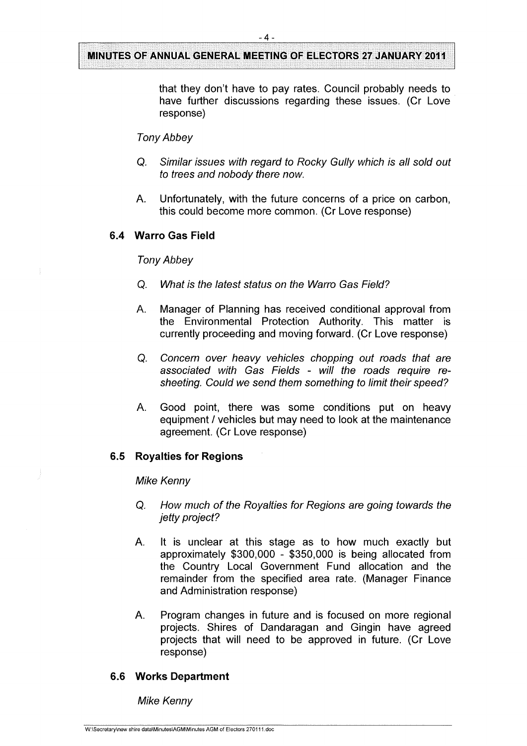that they don't have to pay rates. Council probably needs to have further discussions regarding these issues. (Cr Love response)

*Tony Abbey*

Q. *Similar issues with regard to Rocky Gully which is all sold out to trees and nobody there now.*

A. Unfortunately, with the future concerns of a price on carbon, this could become more common. (Cr Love response)

### 6.4 Warro Gas Field

*Tony Abbey*

Q. *What is the latest status on the Warro Gas Field?*

A. Manager of Planning has received conditional approval from the Environmental Protection Authority. This matter is currently proceeding and moving forward. (Cr Love response)

Q. *Concern over heavy vehicles chopping out roads that are associated with Gas Fields - will the roads require re-sheeting. Could we send them something to limit their speed?*

A. Good point, there was some conditions put on heavy equipment / vehicles but may need to look at the maintenance agreement. (Cr Love response)

### 6.5 Royalties for Regions

*Mike Kenny*

Q. *How much of the Royalties for Regions are going towards the jetty project?*

A. It is unclear at this stage as to how much exactly but approximately $300,000 - $350,000 is being allocated from the Country Local Government Fund allocation and the remainder from the specified area rate. (Manager Finance and Administration response)

A. Program changes in future and is focused on more regional projects. Shires of Dandaragan and Gingin have agreed projects that will need to be approved in future. (Cr Love response)

### 6.6 Works Department

*Mike Kenny*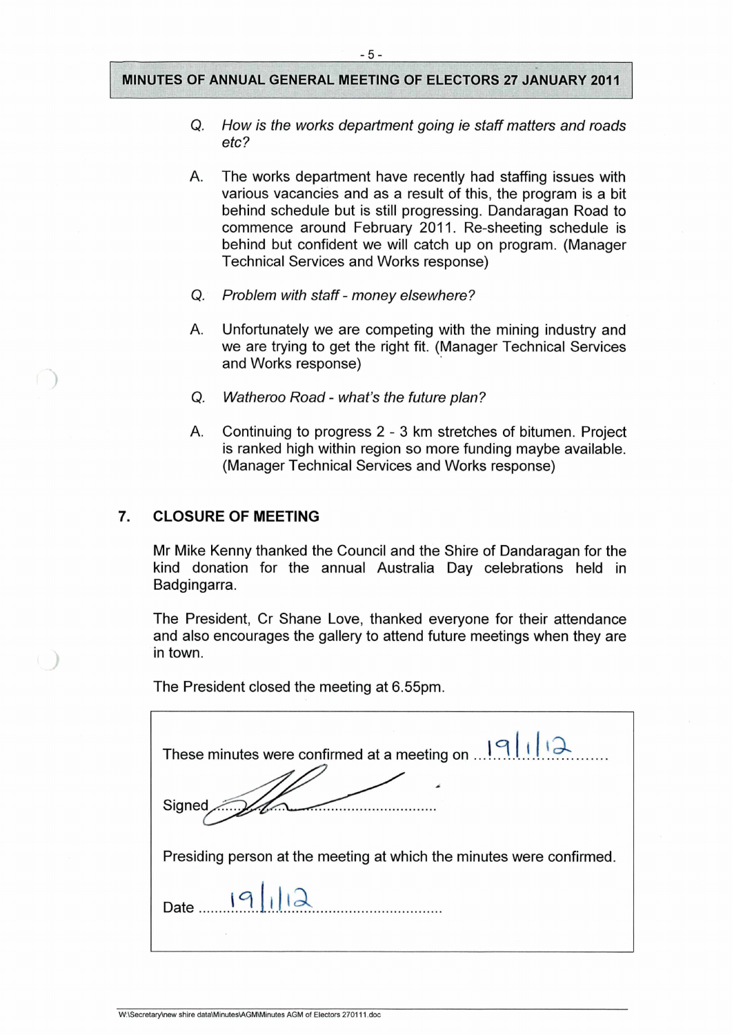Q. *How is the works department going ie staff matters and roads etc?*

A. The works department have recently had staffing issues with various vacancies and as a result of this, the program is a bit behind schedule but is still progressing. Dandaragan Road to commence around February 2011. Re-sheeting schedule is behind but confident we will catch up on program. (Manager Technical Services and Works response)

Q. *Problem with staff - money elsewhere?*

A. Unfortunately we are competing with the mining industry and we are trying to get the right fit. (Manager Technical Services and Works response)

Q. *Watheroo Road - what's the future plan?*

A. Continuing to progress 2 - 3 km stretches of bitumen. Project is ranked high within region so more funding maybe available. (Manager Technical Services and Works response)

## 7. CLOSURE OF MEETING

Mr Mike Kenny thanked the Council and the Shire of Dandaragan for the kind donation for the annual Australia Day celebrations held in Badgingarra.

The President, Cr Shane Love, thanked everyone for their attendance and also encourages the gallery to attend future meetings when they are in town.

The President closed the meeting at 6.55pm.

These minutes were confirmed at a meeting on 19/1/12

Signed ..........................................

Presiding person at the meeting at which the minutes were confirmed.

Date 19/1/12